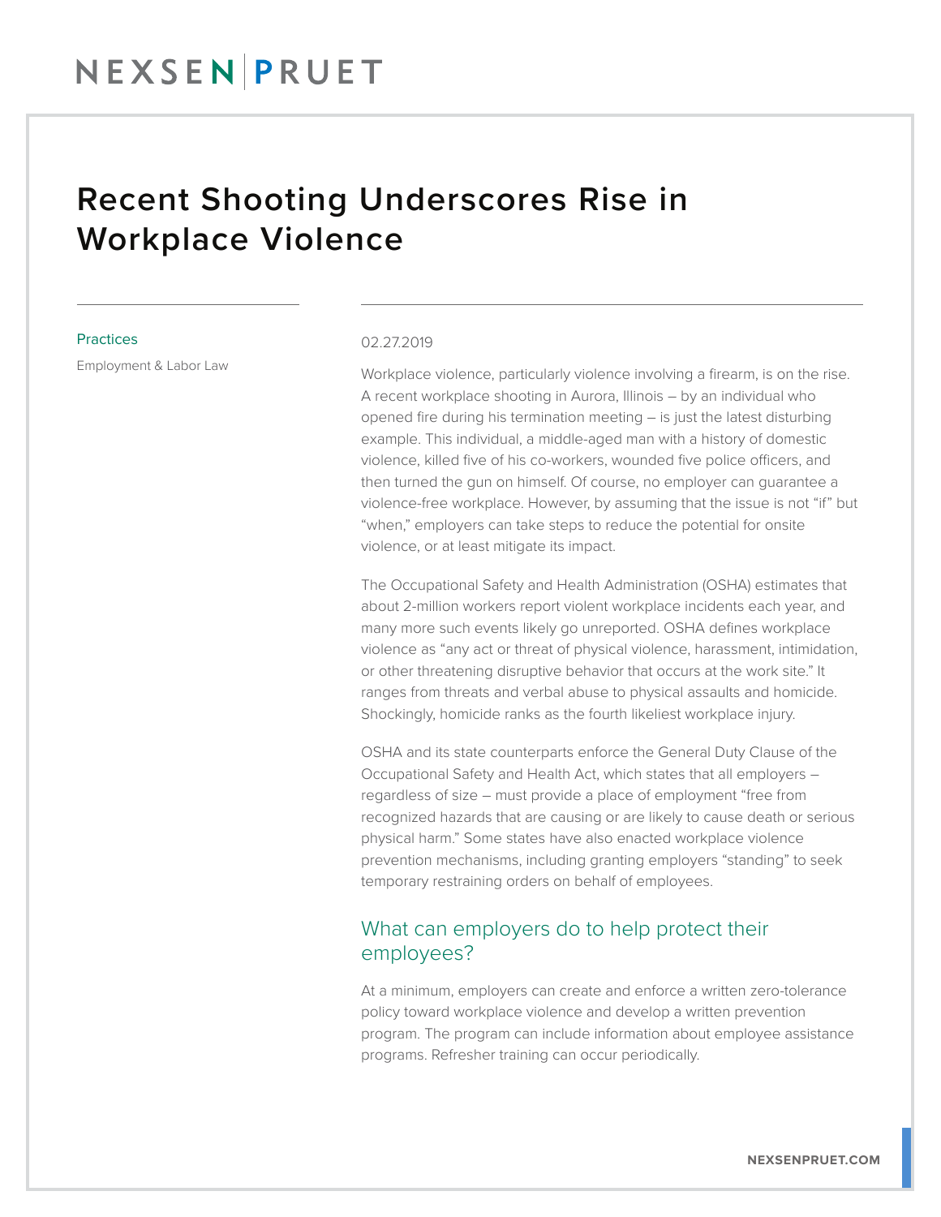# Recent Shooting Underscores Rise in Workplace Violence

**Practices**

Employment & Labor Law

02.27.2019

Workplace violence, particularly violence involving a firearm, is on the rise. A recent workplace shooting in Aurora, Illinois – by an individual who opened fire during his termination meeting – is just the latest disturbing example. This individual, a middle-aged man with a history of domestic violence, killed five of his co-workers, wounded five police officers, and then turned the gun on himself. Of course, no employer can guarantee a violence-free workplace. However, by assuming that the issue is not "if" but "when," employers can take steps to reduce the potential for onsite violence, or at least mitigate its impact.

The Occupational Safety and Health Administration (OSHA) estimates that about 2-million workers report violent workplace incidents each year, and many more such events likely go unreported. OSHA defines workplace violence as "any act or threat of physical violence, harassment, intimidation, or other threatening disruptive behavior that occurs at the work site." It ranges from threats and verbal abuse to physical assaults and homicide. Shockingly, homicide ranks as the fourth likeliest workplace injury.

OSHA and its state counterparts enforce the General Duty Clause of the Occupational Safety and Health Act, which states that all employers – regardless of size – must provide a place of employment "free from recognized hazards that are causing or are likely to cause death or serious physical harm." Some states have also enacted workplace violence prevention mechanisms, including granting employers "standing" to seek temporary restraining orders on behalf of employees.

## What can employers do to help protect their employees?

At a minimum, employers can create and enforce a written zero-tolerance policy toward workplace violence and develop a written prevention program. The program can include information about employee assistance programs. Refresher training can occur periodically.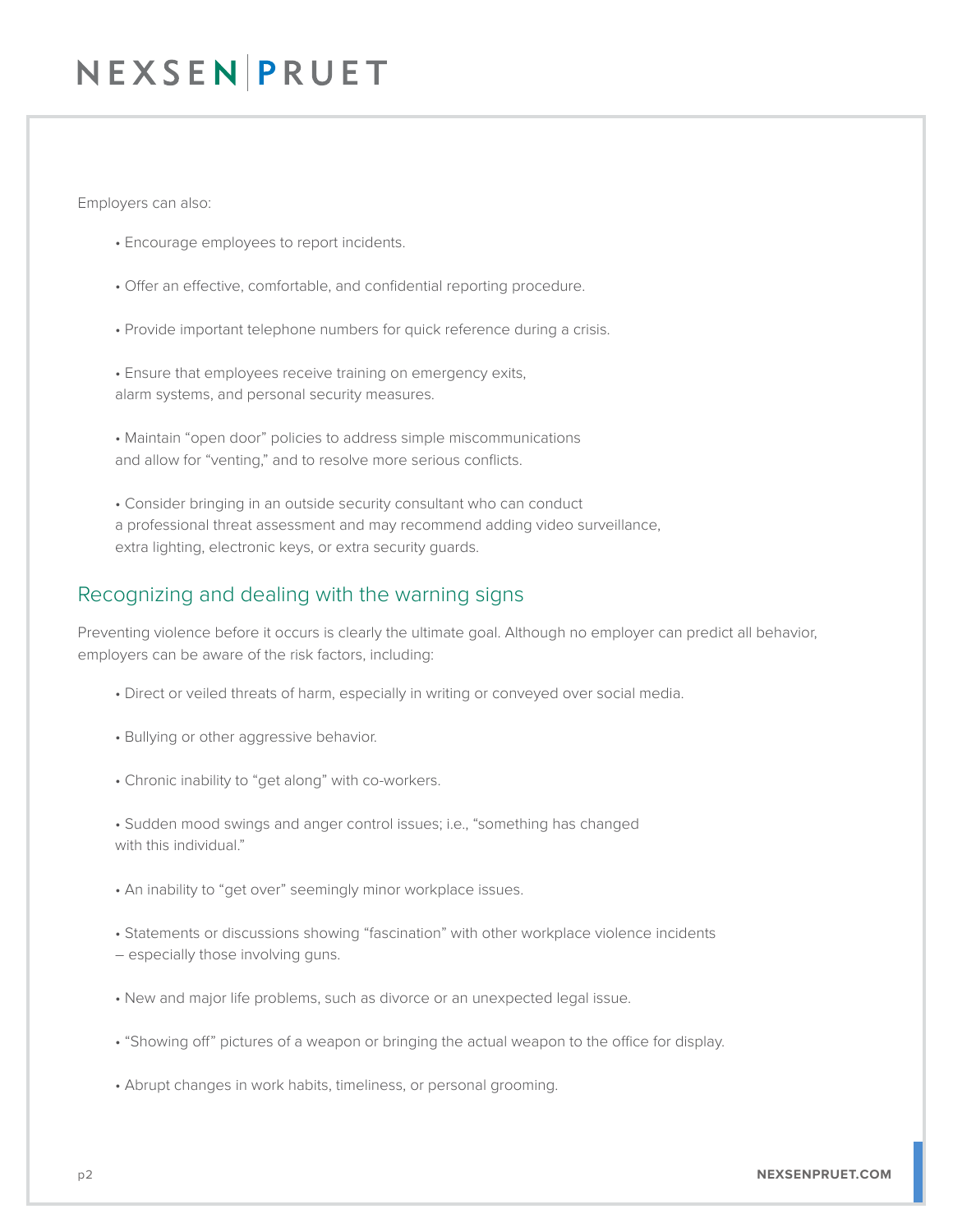Employers can also:

- Encourage employees to report incidents.
- Offer an effective, comfortable, and confidential reporting procedure.
- Provide important telephone numbers for quick reference during a crisis.
- Ensure that employees receive training on emergency exits, alarm systems, and personal security measures.
- Maintain "open door" policies to address simple miscommunications and allow for "venting," and to resolve more serious conflicts.
- Consider bringing in an outside security consultant who can conduct a professional threat assessment and may recommend adding video surveillance, extra lighting, electronic keys, or extra security guards.

## Recognizing and dealing with the warning signs

Preventing violence before it occurs is clearly the ultimate goal. Although no employer can predict all behavior, employers can be aware of the risk factors, including:

- Direct or veiled threats of harm, especially in writing or conveyed over social media.
- Bullying or other aggressive behavior.
- Chronic inability to "get along" with co-workers.
- Sudden mood swings and anger control issues; i.e., "something has changed with this individual."
- An inability to "get over" seemingly minor workplace issues.
- Statements or discussions showing "fascination" with other workplace violence incidents – especially those involving guns.
- New and major life problems, such as divorce or an unexpected legal issue.
- "Showing off" pictures of a weapon or bringing the actual weapon to the office for display.
- Abrupt changes in work habits, timeliness, or personal grooming.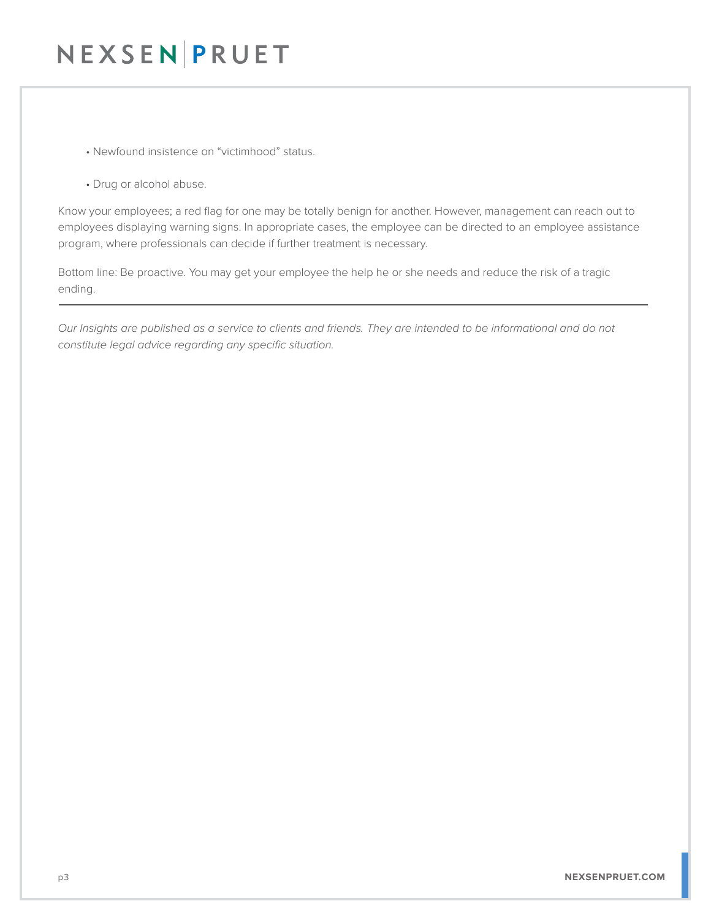- Newfound insistence on "victimhood" status.
- Drug or alcohol abuse.

Know your employees; a red flag for one may be totally benign for another. However, management can reach out to employees displaying warning signs. In appropriate cases, the employee can be directed to an employee assistance program, where professionals can decide if further treatment is necessary.

Bottom line: Be proactive. You may get your employee the help he or she needs and reduce the risk of a tragic ending.

---

*Our Insights are published as a service to clients and friends. They are intended to be informational and do not constitute legal advice regarding any specific situation.*